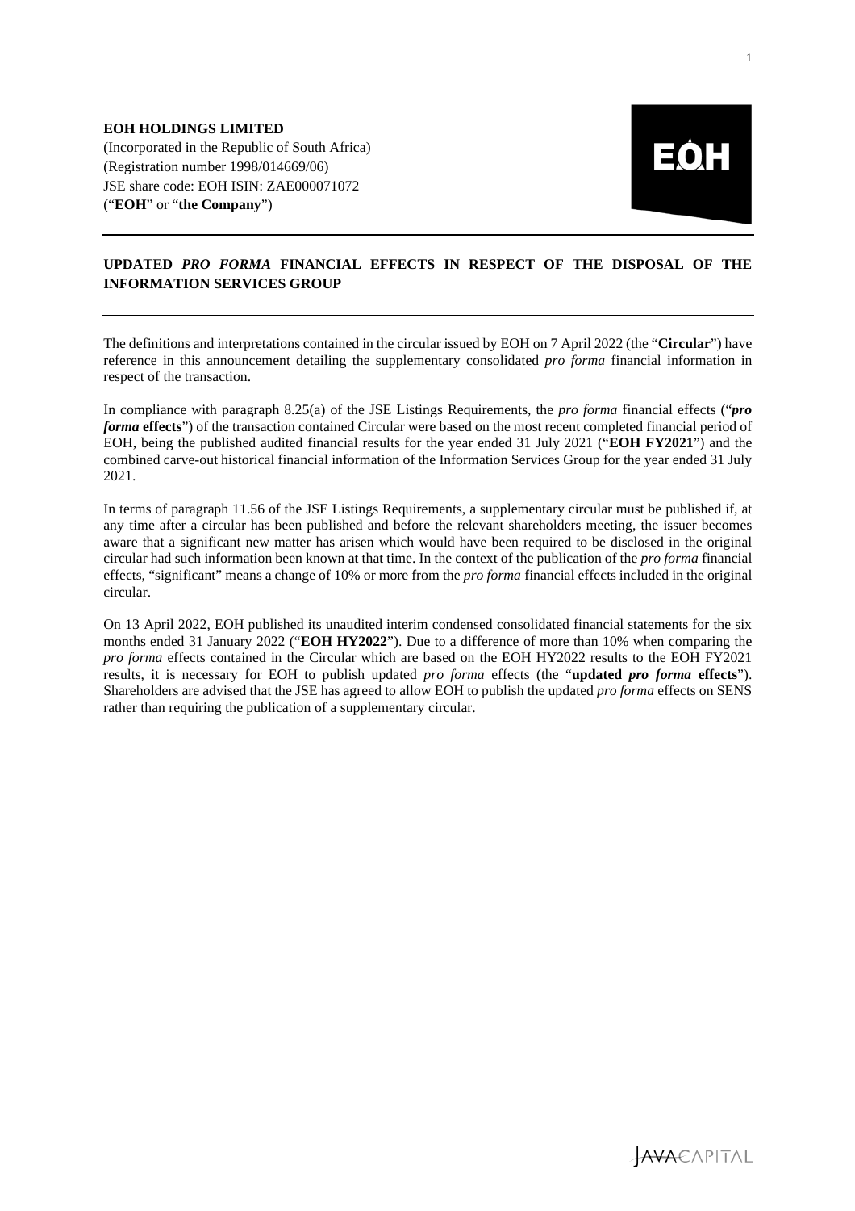**EOH HOLDINGS LIMITED**
(Incorporated in the Republic of South Africa)
(Registration number 1998/014669/06)
JSE share code: EOH ISIN: ZAE000071072
("**EOH**" or "**the Company**")

---

## UPDATED *PRO FORMA* FINANCIAL EFFECTS IN RESPECT OF THE DISPOSAL OF THE INFORMATION SERVICES GROUP

---

The definitions and interpretations contained in the circular issued by EOH on 7 April 2022 (the "**Circular**") have reference in this announcement detailing the supplementary consolidated *pro forma* financial information in respect of the transaction.

In compliance with paragraph 8.25(a) of the JSE Listings Requirements, the *pro forma* financial effects ("***pro forma* effects**") of the transaction contained Circular were based on the most recent completed financial period of EOH, being the published audited financial results for the year ended 31 July 2021 ("**EOH FY2021**") and the combined carve-out historical financial information of the Information Services Group for the year ended 31 July 2021.

In terms of paragraph 11.56 of the JSE Listings Requirements, a supplementary circular must be published if, at any time after a circular has been published and before the relevant shareholders meeting, the issuer becomes aware that a significant new matter has arisen which would have been required to be disclosed in the original circular had such information been known at that time. In the context of the publication of the *pro forma* financial effects, "significant" means a change of 10% or more from the *pro forma* financial effects included in the original circular.

On 13 April 2022, EOH published its unaudited interim condensed consolidated financial statements for the six months ended 31 January 2022 ("**EOH HY2022**"). Due to a difference of more than 10% when comparing the *pro forma* effects contained in the Circular which are based on the EOH HY2022 results to the EOH FY2021 results, it is necessary for EOH to publish updated *pro forma* effects (the "**updated *pro forma* effects**"). Shareholders are advised that the JSE has agreed to allow EOH to publish the updated *pro forma* effects on SENS rather than requiring the publication of a supplementary circular.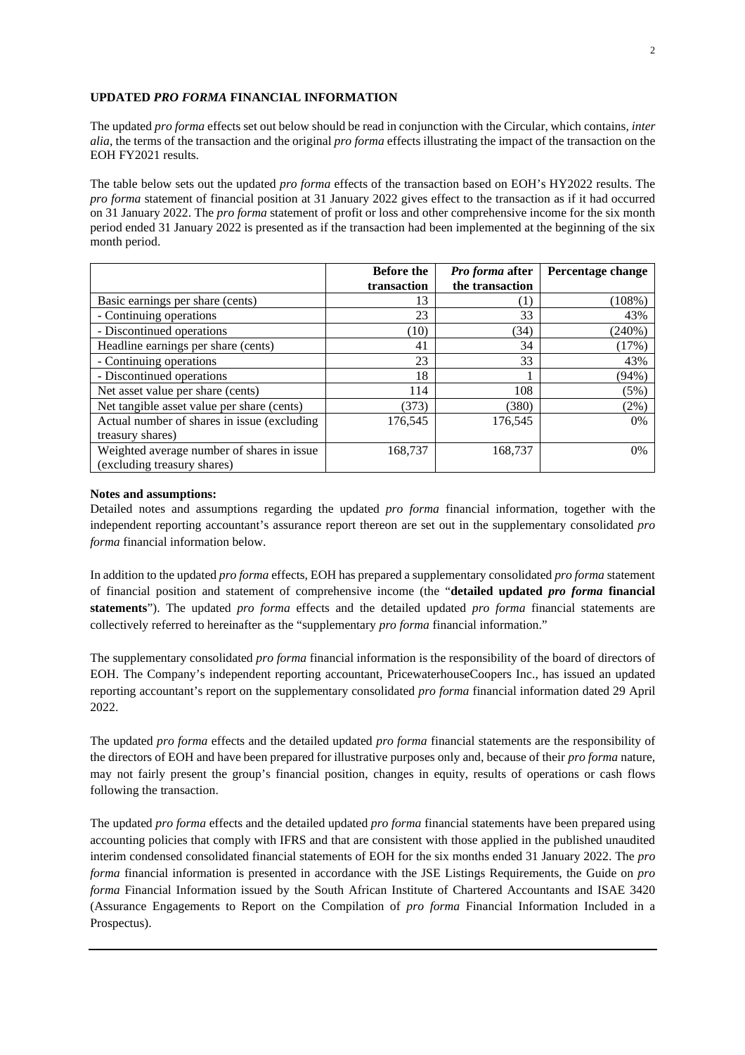**UPDATED *PRO FORMA* FINANCIAL INFORMATION**

The updated *pro forma* effects set out below should be read in conjunction with the Circular, which contains, *inter alia*, the terms of the transaction and the original *pro forma* effects illustrating the impact of the transaction on the EOH FY2021 results.

The table below sets out the updated *pro forma* effects of the transaction based on EOH's HY2022 results. The *pro forma* statement of financial position at 31 January 2022 gives effect to the transaction as if it had occurred on 31 January 2022. The *pro forma* statement of profit or loss and other comprehensive income for the six month period ended 31 January 2022 is presented as if the transaction had been implemented at the beginning of the six month period.

| | Before the transaction | *Pro forma* after the transaction | Percentage change |
|---|---|---|---|
| Basic earnings per share (cents) | 13 | (1) | (108%) |
| - Continuing operations | 23 | 33 | 43% |
| - Discontinued operations | (10) | (34) | (240%) |
| Headline earnings per share (cents) | 41 | 34 | (17%) |
| - Continuing operations | 23 | 33 | 43% |
| - Discontinued operations | 18 | 1 | (94%) |
| Net asset value per share (cents) | 114 | 108 | (5%) |
| Net tangible asset value per share (cents) | (373) | (380) | (2%) |
| Actual number of shares in issue (excluding treasury shares) | 176,545 | 176,545 | 0% |
| Weighted average number of shares in issue (excluding treasury shares) | 168,737 | 168,737 | 0% |

**Notes and assumptions:**

Detailed notes and assumptions regarding the updated *pro forma* financial information, together with the independent reporting accountant's assurance report thereon are set out in the supplementary consolidated *pro forma* financial information below.

In addition to the updated *pro forma* effects, EOH has prepared a supplementary consolidated *pro forma* statement of financial position and statement of comprehensive income (the "**detailed updated *pro forma* financial statements**"). The updated *pro forma* effects and the detailed updated *pro forma* financial statements are collectively referred to hereinafter as the "supplementary *pro forma* financial information."

The supplementary consolidated *pro forma* financial information is the responsibility of the board of directors of EOH. The Company's independent reporting accountant, PricewaterhouseCoopers Inc., has issued an updated reporting accountant's report on the supplementary consolidated *pro forma* financial information dated 29 April 2022.

The updated *pro forma* effects and the detailed updated *pro forma* financial statements are the responsibility of the directors of EOH and have been prepared for illustrative purposes only and, because of their *pro forma* nature, may not fairly present the group's financial position, changes in equity, results of operations or cash flows following the transaction.

The updated *pro forma* effects and the detailed updated *pro forma* financial statements have been prepared using accounting policies that comply with IFRS and that are consistent with those applied in the published unaudited interim condensed consolidated financial statements of EOH for the six months ended 31 January 2022. The *pro forma* financial information is presented in accordance with the JSE Listings Requirements, the Guide on *pro forma* Financial Information issued by the South African Institute of Chartered Accountants and ISAE 3420 (Assurance Engagements to Report on the Compilation of *pro forma* Financial Information Included in a Prospectus).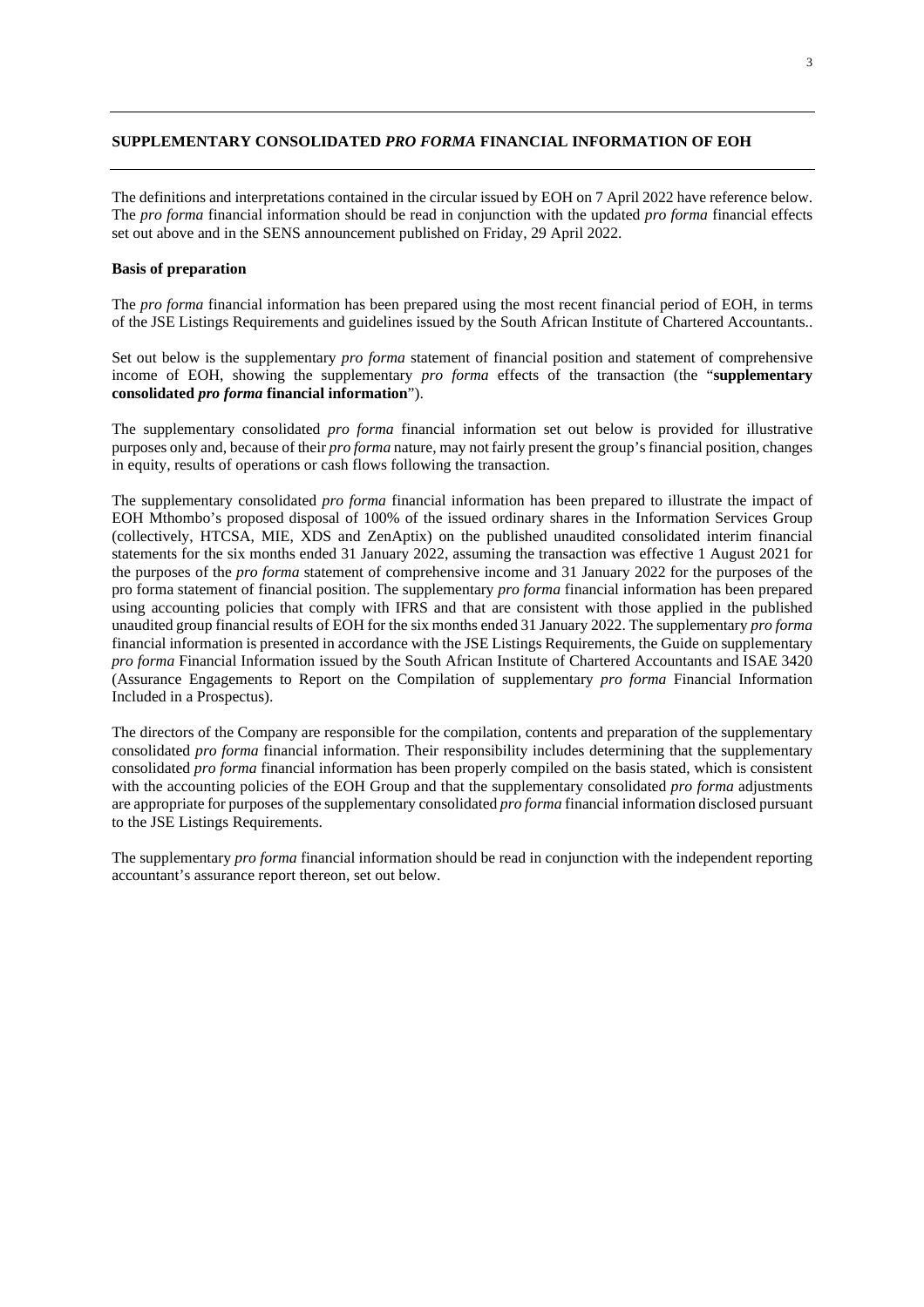## SUPPLEMENTARY CONSOLIDATED *PRO FORMA* FINANCIAL INFORMATION OF EOH

The definitions and interpretations contained in the circular issued by EOH on 7 April 2022 have reference below. The *pro forma* financial information should be read in conjunction with the updated *pro forma* financial effects set out above and in the SENS announcement published on Friday, 29 April 2022.

**Basis of preparation**

The *pro forma* financial information has been prepared using the most recent financial period of EOH, in terms of the JSE Listings Requirements and guidelines issued by the South African Institute of Chartered Accountants..

Set out below is the supplementary *pro forma* statement of financial position and statement of comprehensive income of EOH, showing the supplementary *pro forma* effects of the transaction (the "**supplementary consolidated *pro forma* financial information**").

The supplementary consolidated *pro forma* financial information set out below is provided for illustrative purposes only and, because of their *pro forma* nature, may not fairly present the group's financial position, changes in equity, results of operations or cash flows following the transaction.

The supplementary consolidated *pro forma* financial information has been prepared to illustrate the impact of EOH Mthombo's proposed disposal of 100% of the issued ordinary shares in the Information Services Group (collectively, HTCSA, MIE, XDS and ZenAptix) on the published unaudited consolidated interim financial statements for the six months ended 31 January 2022, assuming the transaction was effective 1 August 2021 for the purposes of the *pro forma* statement of comprehensive income and 31 January 2022 for the purposes of the pro forma statement of financial position. The supplementary *pro forma* financial information has been prepared using accounting policies that comply with IFRS and that are consistent with those applied in the published unaudited group financial results of EOH for the six months ended 31 January 2022. The supplementary *pro forma* financial information is presented in accordance with the JSE Listings Requirements, the Guide on supplementary *pro forma* Financial Information issued by the South African Institute of Chartered Accountants and ISAE 3420 (Assurance Engagements to Report on the Compilation of supplementary *pro forma* Financial Information Included in a Prospectus).

The directors of the Company are responsible for the compilation, contents and preparation of the supplementary consolidated *pro forma* financial information. Their responsibility includes determining that the supplementary consolidated *pro forma* financial information has been properly compiled on the basis stated, which is consistent with the accounting policies of the EOH Group and that the supplementary consolidated *pro forma* adjustments are appropriate for purposes of the supplementary consolidated *pro forma* financial information disclosed pursuant to the JSE Listings Requirements.

The supplementary *pro forma* financial information should be read in conjunction with the independent reporting accountant's assurance report thereon, set out below.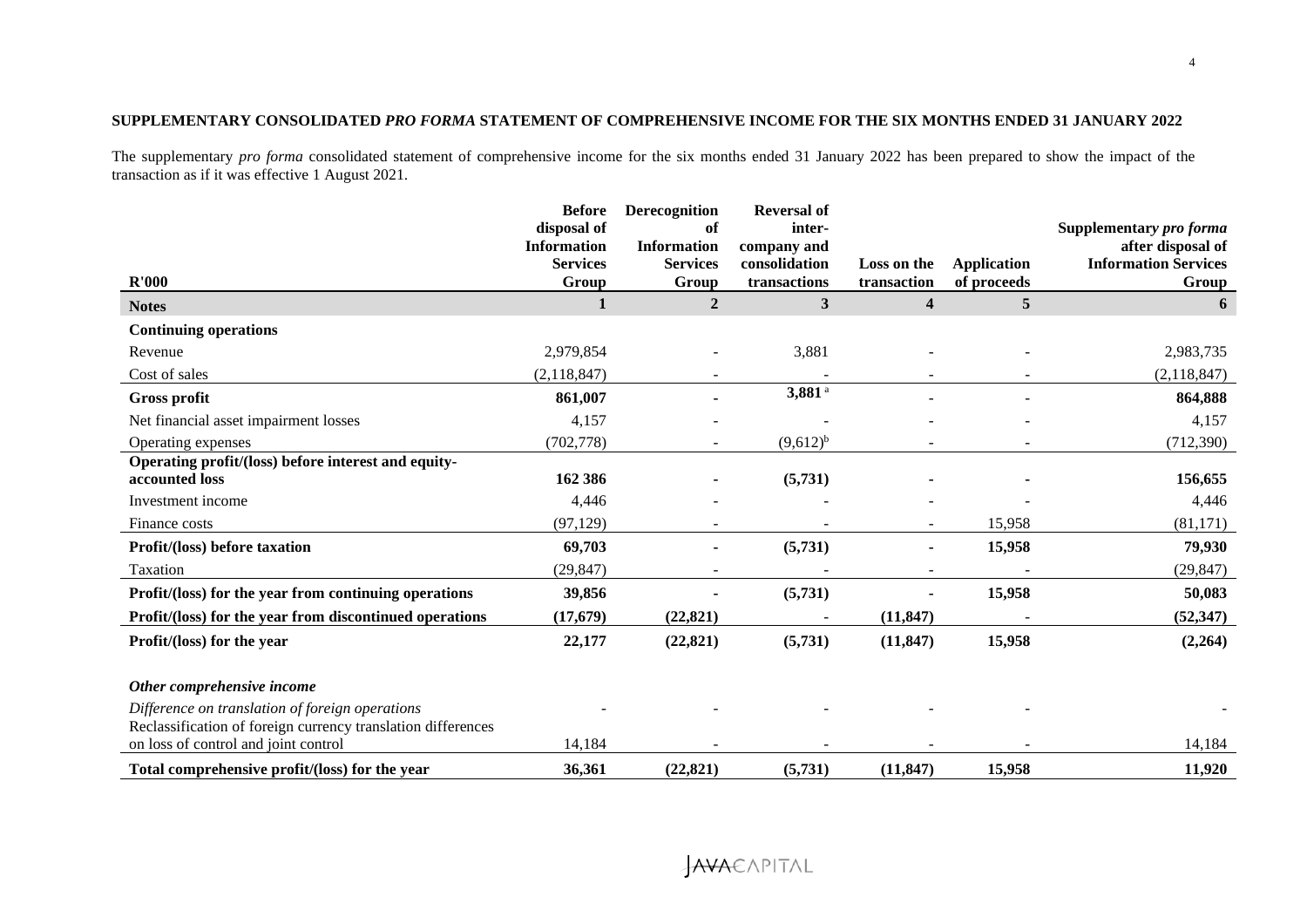**SUPPLEMENTARY CONSOLIDATED *PRO FORMA* STATEMENT OF COMPREHENSIVE INCOME FOR THE SIX MONTHS ENDED 31 JANUARY 2022**

The supplementary *pro forma* consolidated statement of comprehensive income for the six months ended 31 January 2022 has been prepared to show the impact of the transaction as if it was effective 1 August 2021.

| R'000 | Before disposal of Information Services Group | Derecognition of Information Services Group | Reversal of inter-company and consolidation transactions | Loss on the transaction | Application of proceeds | Supplementary *pro forma* after disposal of Information Services Group |
|---|---|---|---|---|---|---|
| **Notes** | **1** | **2** | **3** | **4** | **5** | **6** |
| **Continuing operations** | | | | | | |
| Revenue | 2,979,854 | - | 3,881 | - | - | 2,983,735 |
| Cost of sales | (2,118,847) | - | - | - | - | (2,118,847) |
| **Gross profit** | **861,007** | **-** | **3,881** [a] | **-** | **-** | **864,888** |
| Net financial asset impairment losses | 4,157 | - | - | - | - | 4,157 |
| Operating expenses | (702,778) | - | (9,612)[b] | - | - | (712,390) |
| **Operating profit/(loss) before interest and equity-accounted loss** | **162 386** | **-** | **(5,731)** | **-** | **-** | **156,655** |
| Investment income | 4,446 | - | - | - | - | 4,446 |
| Finance costs | (97,129) | - | - | - | 15,958 | (81,171) |
| **Profit/(loss) before taxation** | **69,703** | **-** | **(5,731)** | **-** | **15,958** | **79,930** |
| Taxation | (29,847) | - | - | - | - | (29,847) |
| **Profit/(loss) for the year from continuing operations** | **39,856** | **-** | **(5,731)** | **-** | **15,958** | **50,083** |
| **Profit/(loss) for the year from discontinued operations** | **(17,679)** | **(22,821)** | **-** | **(11,847)** | **-** | **(52,347)** |
| **Profit/(loss) for the year** | **22,177** | **(22,821)** | **(5,731)** | **(11,847)** | **15,958** | **(2,264)** |
| ***Other comprehensive income*** | | | | | | |
| *Difference on translation of foreign operations* | - | - | - | - | - | - |
| Reclassification of foreign currency translation differences on loss of control and joint control | 14,184 | - | - | - | - | 14,184 |
| **Total comprehensive profit/(loss) for the year** | **36,361** | **(22,821)** | **(5,731)** | **(11,847)** | **15,958** | **11,920** |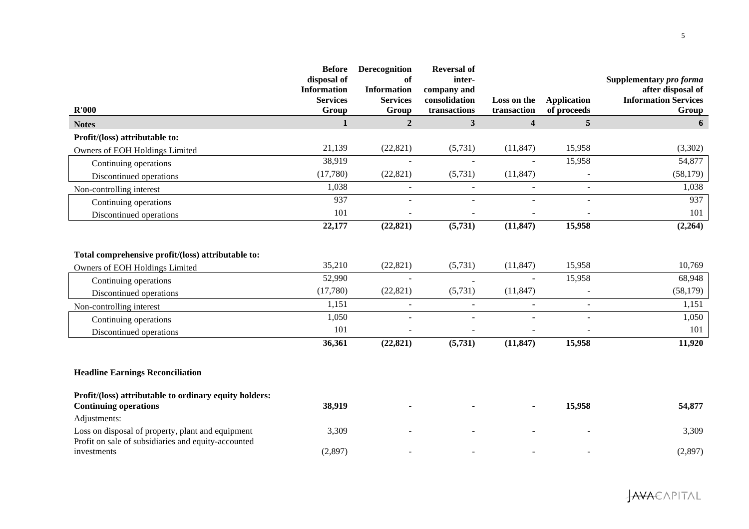| R'000 | Before disposal of Information Services Group | Derecognition of Information Services Group | Reversal of inter-company and consolidation transactions | Loss on the transaction | Application of proceeds | Supplementary *pro forma* after disposal of Information Services Group |
|---|---|---|---|---|---|---|
| **Notes** | **1** | **2** | **3** | **4** | **5** | **6** |
| **Profit/(loss) attributable to:** | | | | | | |
| Owners of EOH Holdings Limited | 21,139 | (22,821) | (5,731) | (11,847) | 15,958 | (3,302) |
| Continuing operations | 38,919 | - | - | - | 15,958 | 54,877 |
| Discontinued operations | (17,780) | (22,821) | (5,731) | (11,847) | - | (58,179) |
| Non-controlling interest | 1,038 | - | - | - | - | 1,038 |
| Continuing operations | 937 | - | - | - | - | 937 |
| Discontinued operations | 101 | - | - | - | - | 101 |
| | **22,177** | **(22,821)** | **(5,731)** | **(11,847)** | **15,958** | **(2,264)** |
| | | | | | | |
| **Total comprehensive profit/(loss) attributable to:** | | | | | | |
| Owners of EOH Holdings Limited | 35,210 | (22,821) | (5,731) | (11,847) | 15,958 | 10,769 |
| Continuing operations | 52,990 | - | - | - | 15,958 | 68,948 |
| Discontinued operations | (17,780) | (22,821) | (5,731) | (11,847) | - | (58,179) |
| Non-controlling interest | 1,151 | - | - | - | - | 1,151 |
| Continuing operations | 1,050 | - | - | - | - | 1,050 |
| Discontinued operations | 101 | - | - | - | - | 101 |
| | **36,361** | **(22,821)** | **(5,731)** | **(11,847)** | **15,958** | **11,920** |
| | | | | | | |
| **Headline Earnings Reconciliation** | | | | | | |
| | | | | | | |
| **Profit/(loss) attributable to ordinary equity holders:** | | | | | | |
| **Continuing operations** | **38,919** | **-** | **-** | **-** | **15,958** | **54,877** |
| Adjustments: | | | | | | |
| Loss on disposal of property, plant and equipment | 3,309 | - | - | - | - | 3,309 |
| Profit on sale of subsidiaries and equity-accounted investments | (2,897) | - | - | - | - | (2,897) |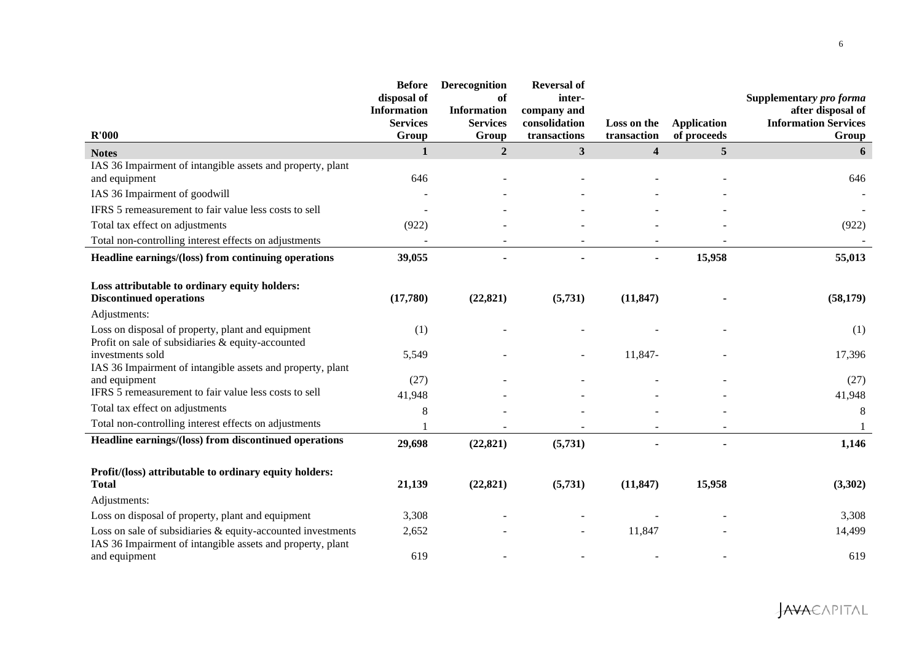| R'000 | Before disposal of Information Services Group | Derecognition of Information Services Group | Reversal of inter-company and consolidation transactions | Loss on the transaction | Application of proceeds | Supplementary *pro forma* after disposal of Information Services Group |
|---|---|---|---|---|---|---|
| **Notes** | **1** | **2** | **3** | **4** | **5** | **6** |
| IAS 36 Impairment of intangible assets and property, plant and equipment | 646 | - | - | - | - | 646 |
| IAS 36 Impairment of goodwill | - | - | - | - | - | - |
| IFRS 5 remeasurement to fair value less costs to sell | - | - | - | - | - | - |
| Total tax effect on adjustments | (922) | - | - | - | - | (922) |
| Total non-controlling interest effects on adjustments | - | - | - | - | - | - |
| **Headline earnings/(loss) from continuing operations** | **39,055** | **-** | **-** | **-** | **15,958** | **55,013** |
| **Loss attributable to ordinary equity holders: Discontinued operations** | **(17,780)** | **(22,821)** | **(5,731)** | **(11,847)** | **-** | **(58,179)** |
| Adjustments: | | | | | | |
| Loss on disposal of property, plant and equipment | (1) | - | - | - | - | (1) |
| Profit on sale of subsidiaries & equity-accounted investments sold | 5,549 | - | - | 11,847- | - | 17,396 |
| IAS 36 Impairment of intangible assets and property, plant and equipment | (27) | - | - | - | - | (27) |
| IFRS 5 remeasurement to fair value less costs to sell | 41,948 | - | - | - | - | 41,948 |
| Total tax effect on adjustments | 8 | - | - | - | - | 8 |
| Total non-controlling interest effects on adjustments | 1 | - | - | - | - | 1 |
| **Headline earnings/(loss) from discontinued operations** | **29,698** | **(22,821)** | **(5,731)** | **-** | **-** | **1,146** |
| **Profit/(loss) attributable to ordinary equity holders: Total** | **21,139** | **(22,821)** | **(5,731)** | **(11,847)** | **15,958** | **(3,302)** |
| Adjustments: | | | | | | |
| Loss on disposal of property, plant and equipment | 3,308 | - | - | - | - | 3,308 |
| Loss on sale of subsidiaries & equity-accounted investments | 2,652 | - | - | 11,847 | - | 14,499 |
| IAS 36 Impairment of intangible assets and property, plant and equipment | 619 | - | - | - | - | 619 |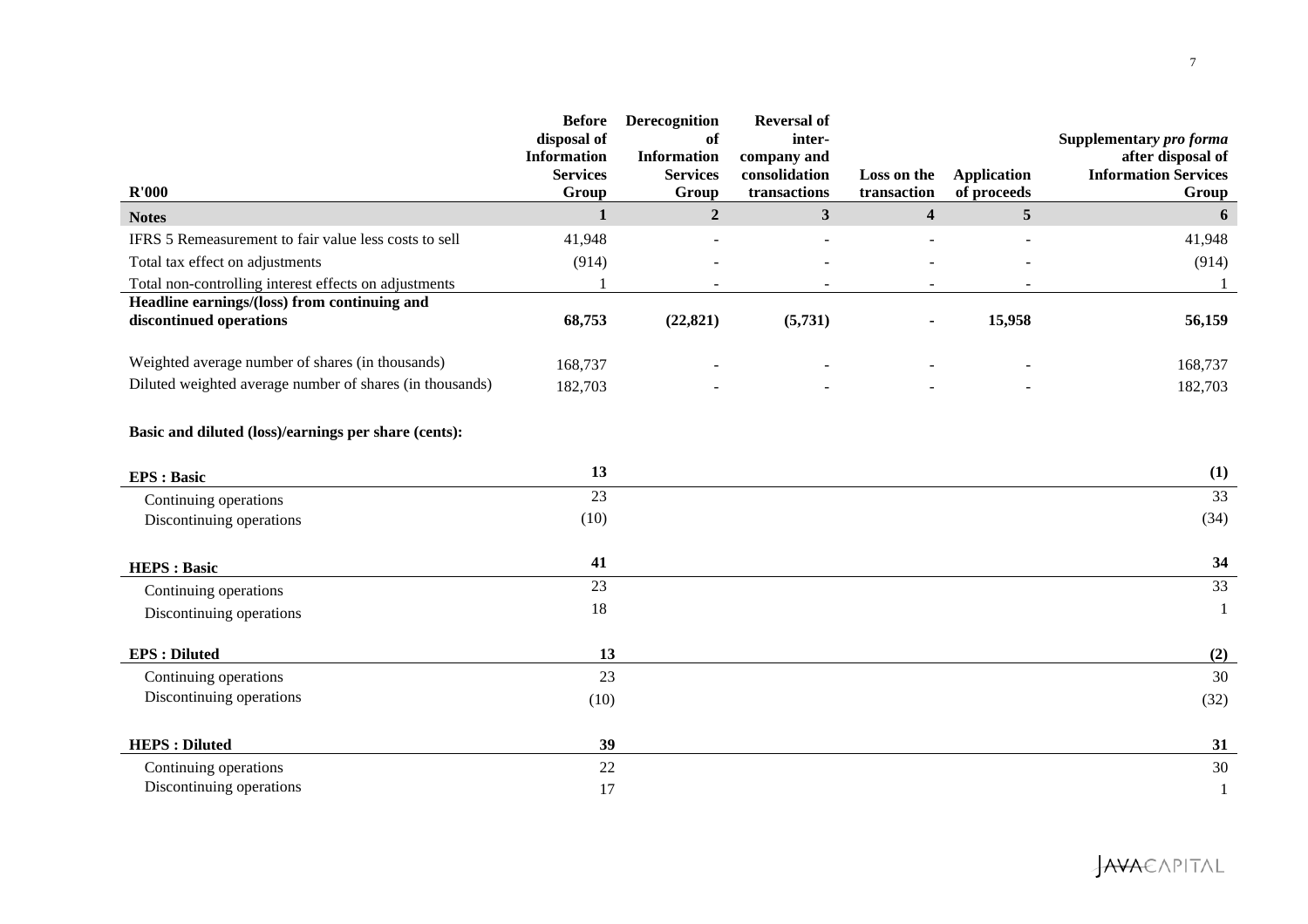| R'000 | Before disposal of Information Services Group | Derecognition of Information Services Group | Reversal of inter-company and consolidation transactions | Loss on the transaction | Application of proceeds | Supplementary *pro forma* after disposal of Information Services Group |
|---|---|---|---|---|---|---|
| **Notes** | **1** | **2** | **3** | **4** | **5** | **6** |
| IFRS 5 Remeasurement to fair value less costs to sell | 41,948 | - | - | - | - | 41,948 |
| Total tax effect on adjustments | (914) | - | - | - | - | (914) |
| Total non-controlling interest effects on adjustments | 1 | - | - | - | - | 1 |
| **Headline earnings/(loss) from continuing and discontinued operations** | **68,753** | **(22,821)** | **(5,731)** | **-** | **15,958** | **56,159** |
| Weighted average number of shares (in thousands) | 168,737 | - | - | - | - | 168,737 |
| Diluted weighted average number of shares (in thousands) | 182,703 | - | - | - | - | 182,703 |
| **Basic and diluted (loss)/earnings per share (cents):** | | | | | | |
| **EPS : Basic** | **13** | | | | | **(1)** |
| Continuing operations | 23 | | | | | 33 |
| Discontinuing operations | (10) | | | | | (34) |
| **HEPS : Basic** | **41** | | | | | **34** |
| Continuing operations | 23 | | | | | 33 |
| Discontinuing operations | 18 | | | | | 1 |
| **EPS : Diluted** | **13** | | | | | **(2)** |
| Continuing operations | 23 | | | | | 30 |
| Discontinuing operations | (10) | | | | | (32) |
| **HEPS : Diluted** | **39** | | | | | **31** |
| Continuing operations | 22 | | | | | 30 |
| Discontinuing operations | 17 | | | | | 1 |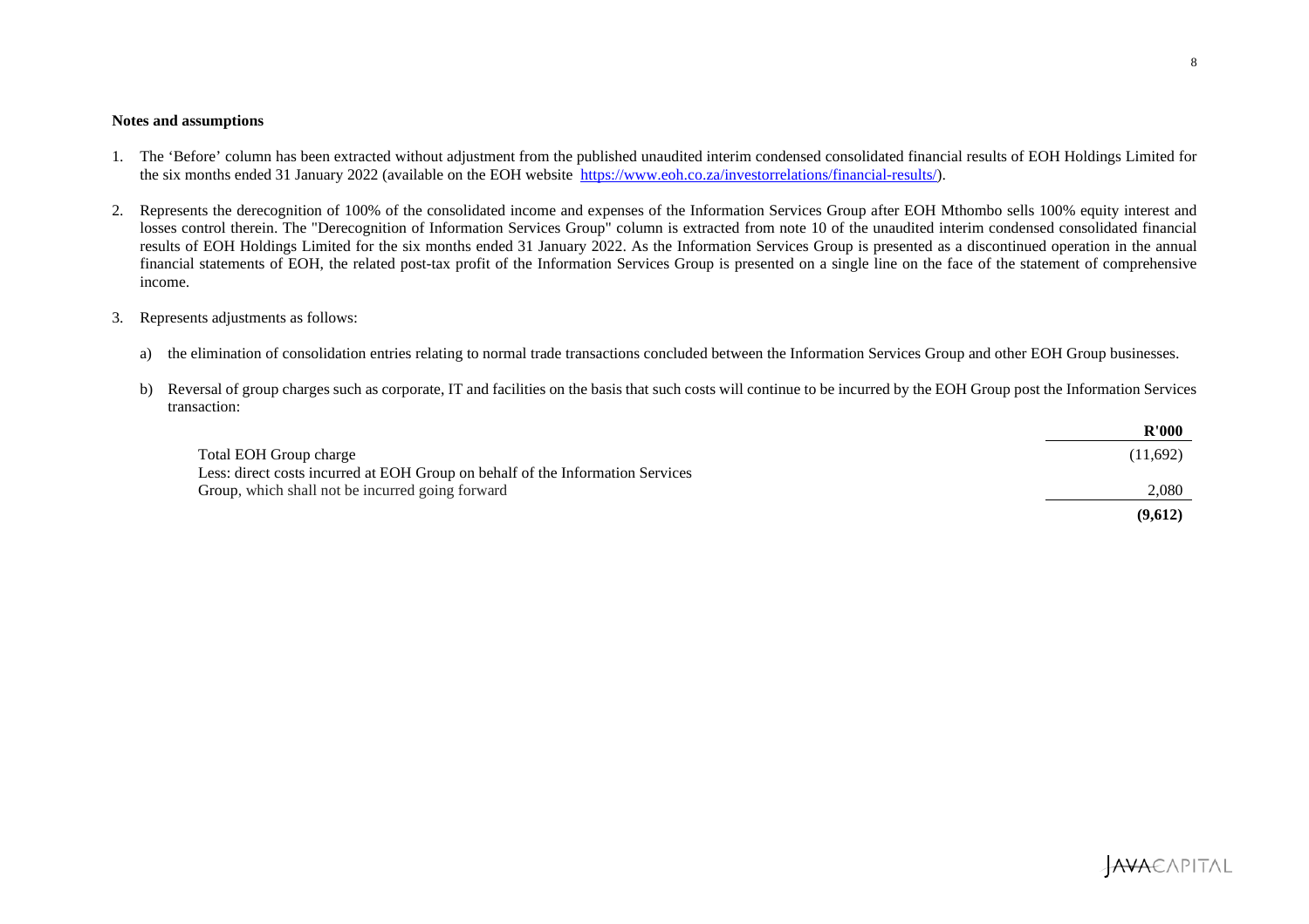**Notes and assumptions**

1. The 'Before' column has been extracted without adjustment from the published unaudited interim condensed consolidated financial results of EOH Holdings Limited for the six months ended 31 January 2022 (available on the EOH website [https://www.eoh.co.za/investorrelations/financial-results/](https://www.eoh.co.za/investorrelations/financial-results/)).

2. Represents the derecognition of 100% of the consolidated income and expenses of the Information Services Group after EOH Mthombo sells 100% equity interest and losses control therein. The "Derecognition of Information Services Group" column is extracted from note 10 of the unaudited interim condensed consolidated financial results of EOH Holdings Limited for the six months ended 31 January 2022. As the Information Services Group is presented as a discontinued operation in the annual financial statements of EOH, the related post-tax profit of the Information Services Group is presented on a single line on the face of the statement of comprehensive income.

3. Represents adjustments as follows:

   a) the elimination of consolidation entries relating to normal trade transactions concluded between the Information Services Group and other EOH Group businesses.

   b) Reversal of group charges such as corporate, IT and facilities on the basis that such costs will continue to be incurred by the EOH Group post the Information Services transaction:

| | **R'000** |
|---|---|
| Total EOH Group charge | (11,692) |
| Less: direct costs incurred at EOH Group on behalf of the Information Services Group, which shall not be incurred going forward | 2,080 |
| | **(9,612)** |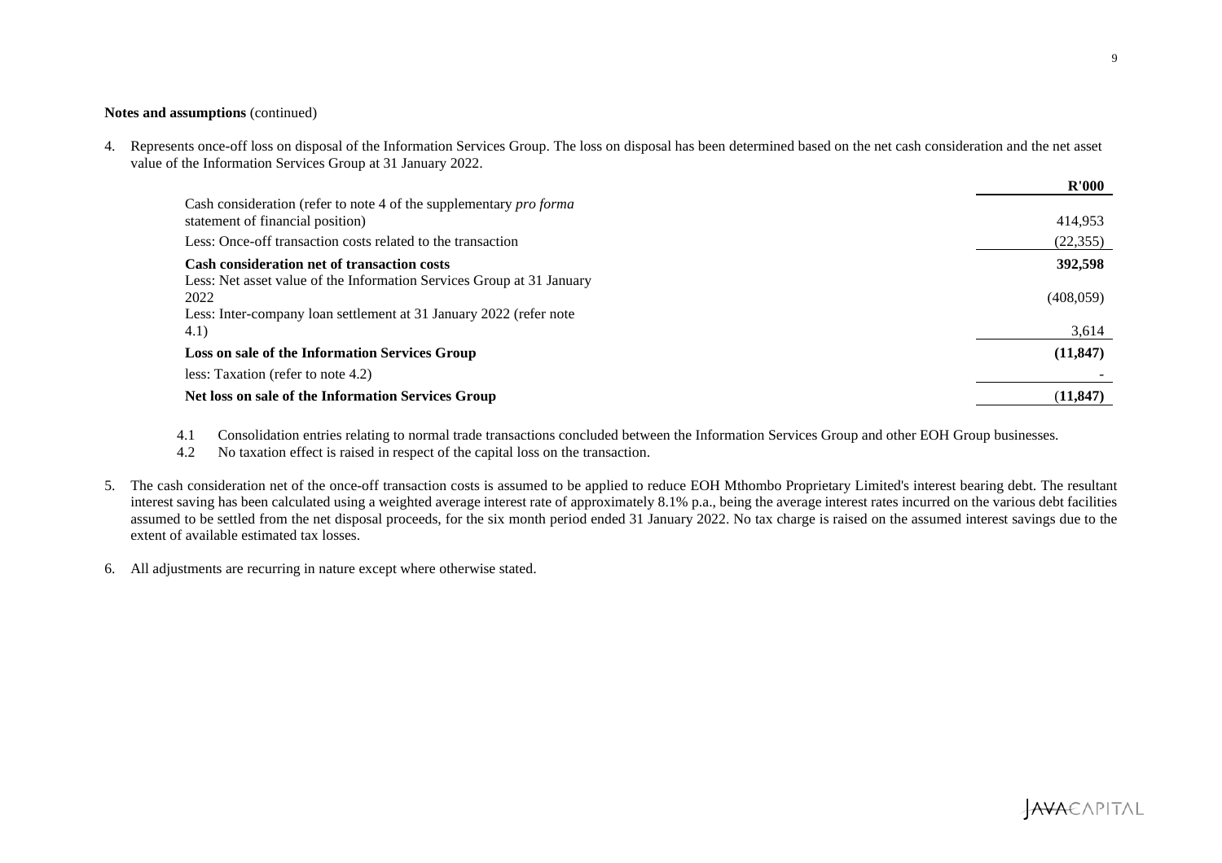**Notes and assumptions** (continued)

4. Represents once-off loss on disposal of the Information Services Group. The loss on disposal has been determined based on the net cash consideration and the net asset value of the Information Services Group at 31 January 2022.

| | R'000 |
|---|---|
| Cash consideration (refer to note 4 of the supplementary *pro forma* statement of financial position) | 414,953 |
| Less: Once-off transaction costs related to the transaction | (22,355) |
| **Cash consideration net of transaction costs** | **392,598** |
| Less: Net asset value of the Information Services Group at 31 January 2022 | (408,059) |
| Less: Inter-company loan settlement at 31 January 2022 (refer note 4.1) | 3,614 |
| **Loss on sale of the Information Services Group** | **(11,847)** |
| less: Taxation (refer to note 4.2) | - |
| **Net loss on sale of the Information Services Group** | **(11,847)** |

4.1 Consolidation entries relating to normal trade transactions concluded between the Information Services Group and other EOH Group businesses.

4.2 No taxation effect is raised in respect of the capital loss on the transaction.

5. The cash consideration net of the once-off transaction costs is assumed to be applied to reduce EOH Mthombo Proprietary Limited's interest bearing debt. The resultant interest saving has been calculated using a weighted average interest rate of approximately 8.1% p.a., being the average interest rates incurred on the various debt facilities assumed to be settled from the net disposal proceeds, for the six month period ended 31 January 2022. No tax charge is raised on the assumed interest savings due to the extent of available estimated tax losses.

6. All adjustments are recurring in nature except where otherwise stated.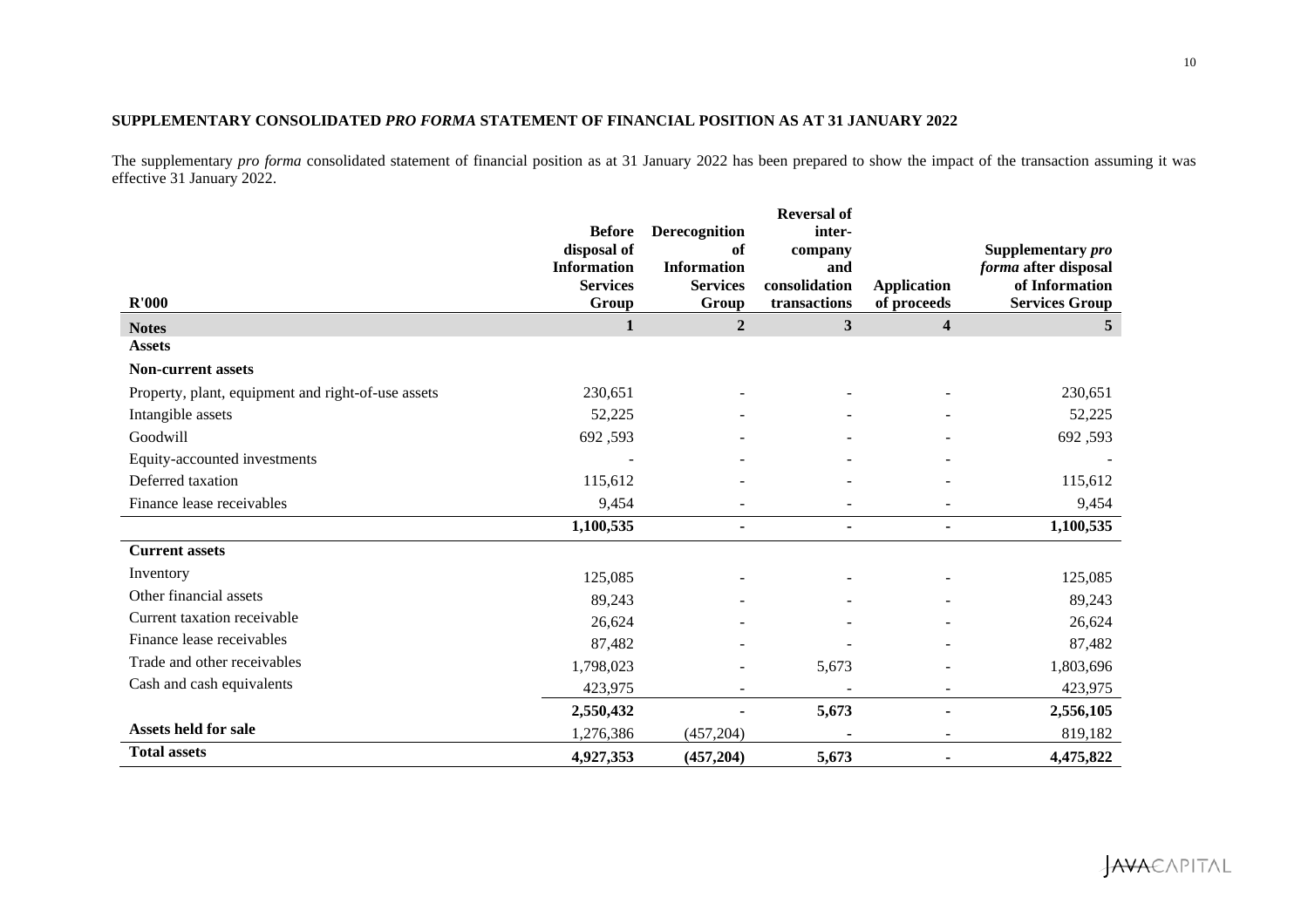**SUPPLEMENTARY CONSOLIDATED *PRO FORMA* STATEMENT OF FINANCIAL POSITION AS AT 31 JANUARY 2022**

The supplementary *pro forma* consolidated statement of financial position as at 31 January 2022 has been prepared to show the impact of the transaction assuming it was effective 31 January 2022.

| R'000 | Before disposal of Information Services Group | Derecognition of Information Services Group | Reversal of inter-company and consolidation transactions | Application of proceeds | Supplementary *pro forma* after disposal of Information Services Group |
|---|---|---|---|---|---|
| **Notes** | **1** | **2** | **3** | **4** | **5** |
| **Assets** | | | | | |
| **Non-current assets** | | | | | |
| Property, plant, equipment and right-of-use assets | 230,651 | - | - | - | 230,651 |
| Intangible assets | 52,225 | - | - | - | 52,225 |
| Goodwill | 692 ,593 | - | - | - | 692 ,593 |
| Equity-accounted investments | - | - | - | - | - |
| Deferred taxation | 115,612 | - | - | - | 115,612 |
| Finance lease receivables | 9,454 | - | - | - | 9,454 |
| | **1,100,535** | **-** | **-** | **-** | **1,100,535** |
| **Current assets** | | | | | |
| Inventory | 125,085 | - | - | - | 125,085 |
| Other financial assets | 89,243 | - | - | - | 89,243 |
| Current taxation receivable | 26,624 | - | - | - | 26,624 |
| Finance lease receivables | 87,482 | - | - | - | 87,482 |
| Trade and other receivables | 1,798,023 | - | 5,673 | - | 1,803,696 |
| Cash and cash equivalents | 423,975 | - | - | - | 423,975 |
| | **2,550,432** | **-** | **5,673** | **-** | **2,556,105** |
| **Assets held for sale** | 1,276,386 | (457,204) | - | - | 819,182 |
| **Total assets** | **4,927,353** | **(457,204)** | **5,673** | **-** | **4,475,822** |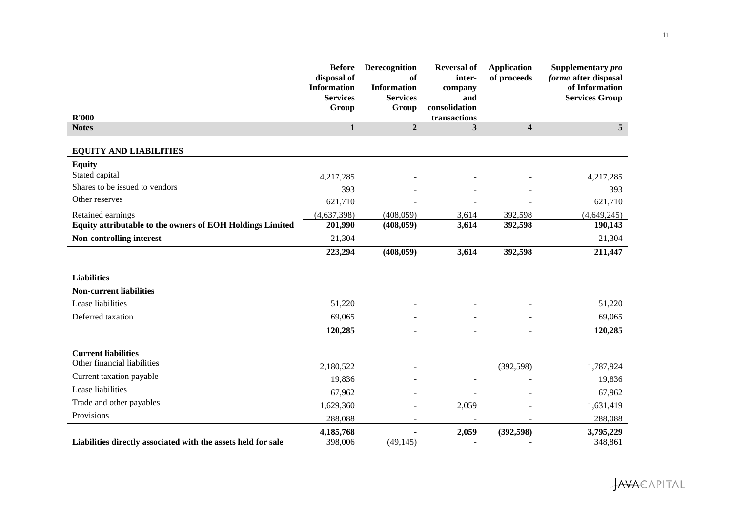| R'000 | Before disposal of Information Services Group | Derecognition of Information Services Group | Reversal of inter-company and consolidation transactions | Application of proceeds | Supplementary *pro forma* after disposal of Information Services Group |
|---|---|---|---|---|---|
| **Notes** | **1** | **2** | **3** | **4** | **5** |
| **EQUITY AND LIABILITIES** | | | | | |
| **Equity** | | | | | |
| Stated capital | 4,217,285 | - | - | - | 4,217,285 |
| Shares to be issued to vendors | 393 | - | - | - | 393 |
| Other reserves | 621,710 | - | - | - | 621,710 |
| Retained earnings | (4,637,398) | (408,059) | 3,614 | 392,598 | (4,649,245) |
| **Equity attributable to the owners of EOH Holdings Limited** | **201,990** | **(408,059)** | **3,614** | **392,598** | **190,143** |
| **Non-controlling interest** | 21,304 | - | - | - | 21,304 |
| | **223,294** | **(408,059)** | **3,614** | **392,598** | **211,447** |
| **Liabilities** | | | | | |
| **Non-current liabilities** | | | | | |
| Lease liabilities | 51,220 | - | - | - | 51,220 |
| Deferred taxation | 69,065 | - | - | - | 69,065 |
| | **120,285** | **-** | **-** | **-** | **120,285** |
| **Current liabilities** | | | | | |
| Other financial liabilities | 2,180,522 | - | | (392,598) | 1,787,924 |
| Current taxation payable | 19,836 | - | - | - | 19,836 |
| Lease liabilities | 67,962 | - | - | - | 67,962 |
| Trade and other payables | 1,629,360 | - | 2,059 | - | 1,631,419 |
| Provisions | 288,088 | - | - | - | 288,088 |
| | **4,185,768** | **-** | **2,059** | **(392,598)** | **3,795,229** |
| **Liabilities directly associated with the assets held for sale** | 398,006 | (49,145) | - | - | 348,861 |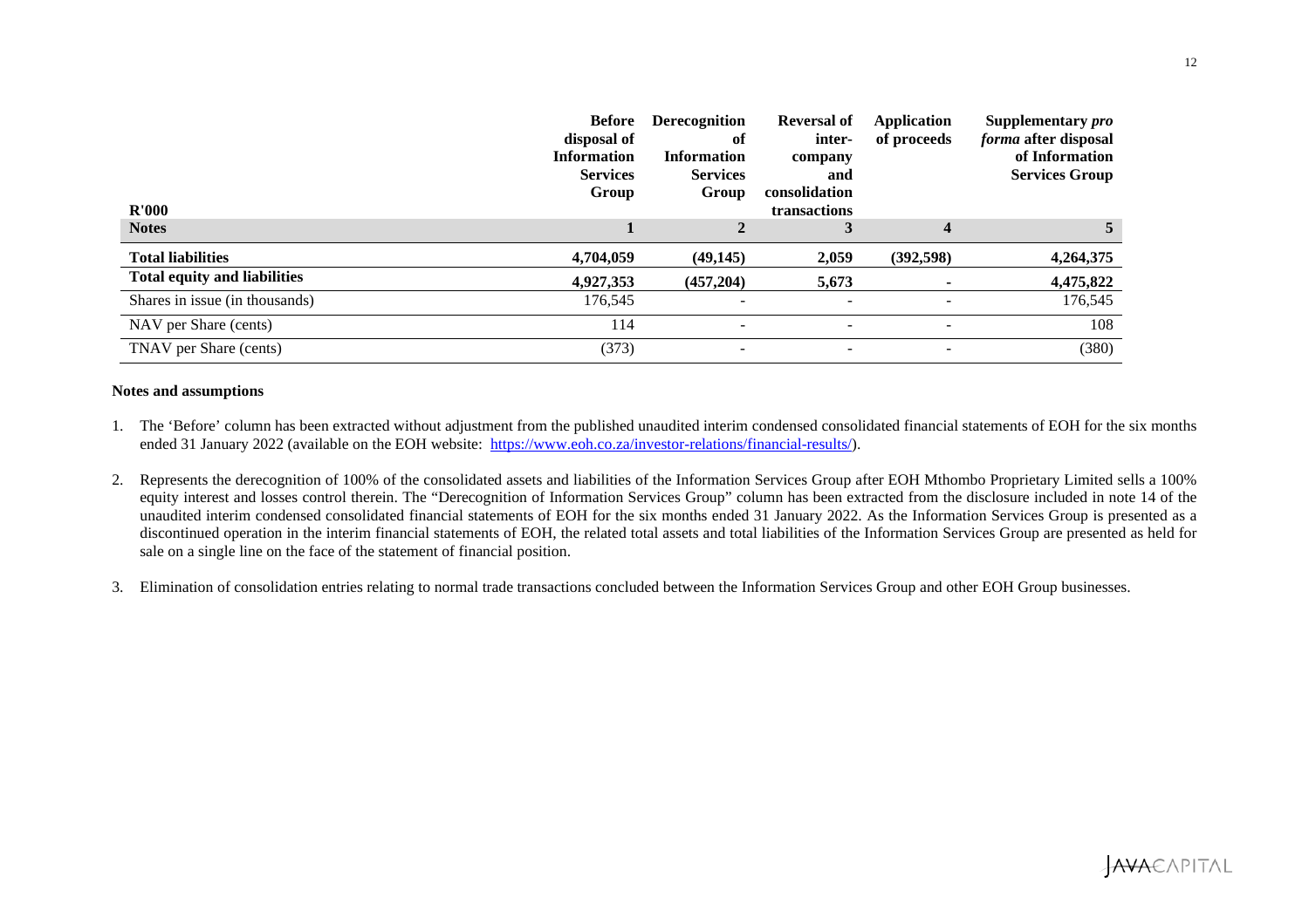| R'000 | Before disposal of Information Services Group | Derecognition of Information Services Group | Reversal of inter-company and consolidation transactions | Application of proceeds | Supplementary *pro forma* after disposal of Information Services Group |
|---|---|---|---|---|---|
| **Notes** | **1** | **2** | **3** | **4** | **5** |
| **Total liabilities** | **4,704,059** | **(49,145)** | **2,059** | **(392,598)** | **4,264,375** |
| **Total equity and liabilities** | **4,927,353** | **(457,204)** | **5,673** | **-** | **4,475,822** |
| Shares in issue (in thousands) | 176,545 | - | - | - | 176,545 |
| NAV per Share (cents) | 114 | - | - | - | 108 |
| TNAV per Share (cents) | (373) | - | - | - | (380) |

**Notes and assumptions**

1. The 'Before' column has been extracted without adjustment from the published unaudited interim condensed consolidated financial statements of EOH for the six months ended 31 January 2022 (available on the EOH website: [https://www.eoh.co.za/investor-relations/financial-results/](https://www.eoh.co.za/investor-relations/financial-results/)).

2. Represents the derecognition of 100% of the consolidated assets and liabilities of the Information Services Group after EOH Mthombo Proprietary Limited sells a 100% equity interest and losses control therein. The "Derecognition of Information Services Group" column has been extracted from the disclosure included in note 14 of the unaudited interim condensed consolidated financial statements of EOH for the six months ended 31 January 2022. As the Information Services Group is presented as a discontinued operation in the interim financial statements of EOH, the related total assets and total liabilities of the Information Services Group are presented as held for sale on a single line on the face of the statement of financial position.

3. Elimination of consolidation entries relating to normal trade transactions concluded between the Information Services Group and other EOH Group businesses.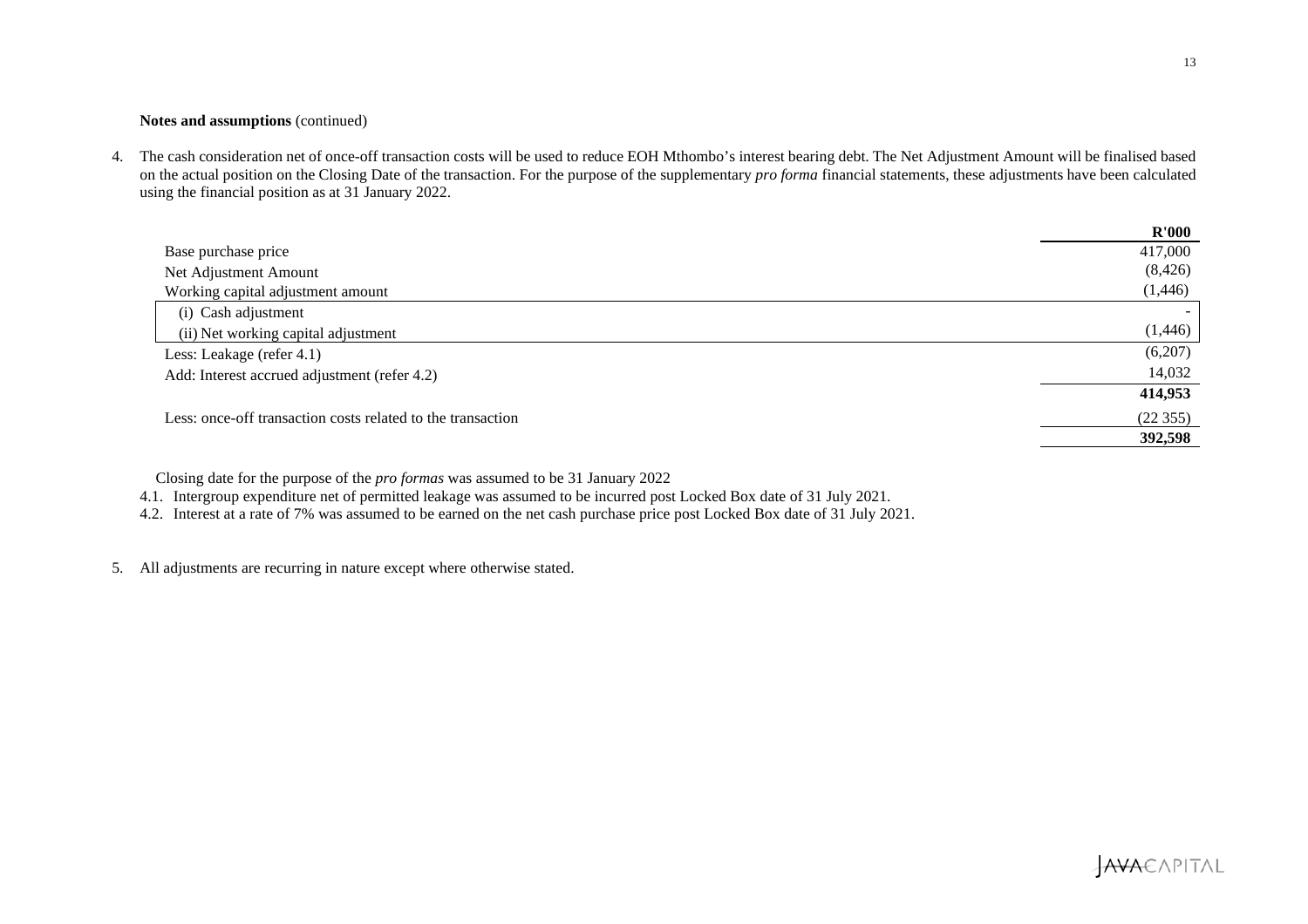**Notes and assumptions** (continued)

4. The cash consideration net of once-off transaction costs will be used to reduce EOH Mthombo's interest bearing debt. The Net Adjustment Amount will be finalised based on the actual position on the Closing Date of the transaction. For the purpose of the supplementary *pro forma* financial statements, these adjustments have been calculated using the financial position as at 31 January 2022.

| | **R'000** |
|---|---|
| Base purchase price | 417,000 |
| Net Adjustment Amount | (8,426) |
| Working capital adjustment amount | (1,446) |
| (i) Cash adjustment | - |
| (ii) Net working capital adjustment | (1,446) |
| Less: Leakage (refer 4.1) | (6,207) |
| Add: Interest accrued adjustment (refer 4.2) | 14,032 |
| | **414,953** |
| Less: once-off transaction costs related to the transaction | (22 355) |
| | **392,598** |

Closing date for the purpose of the *pro formas* was assumed to be 31 January 2022

4.1. Intergroup expenditure net of permitted leakage was assumed to be incurred post Locked Box date of 31 July 2021.

4.2. Interest at a rate of 7% was assumed to be earned on the net cash purchase price post Locked Box date of 31 July 2021.

5. All adjustments are recurring in nature except where otherwise stated.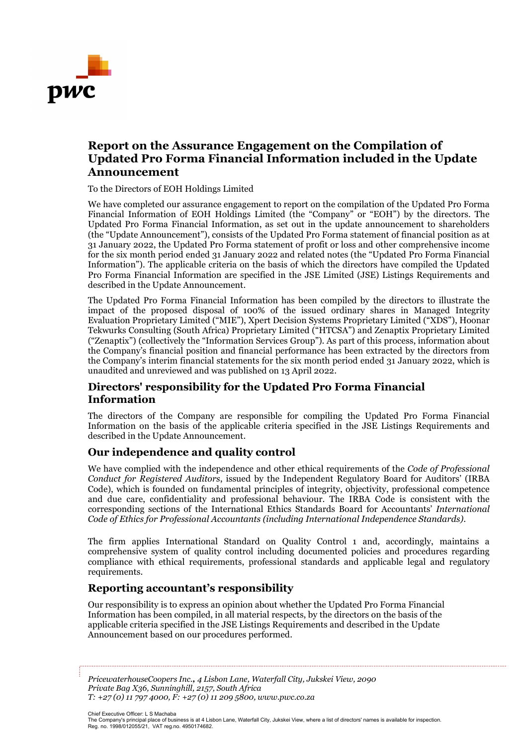# Report on the Assurance Engagement on the Compilation of Updated Pro Forma Financial Information included in the Update Announcement

To the Directors of EOH Holdings Limited

We have completed our assurance engagement to report on the compilation of the Updated Pro Forma Financial Information of EOH Holdings Limited (the "Company" or "EOH") by the directors. The Updated Pro Forma Financial Information, as set out in the update announcement to shareholders (the "Update Announcement"), consists of the Updated Pro Forma statement of financial position as at 31 January 2022, the Updated Pro Forma statement of profit or loss and other comprehensive income for the six month period ended 31 January 2022 and related notes (the "Updated Pro Forma Financial Information"). The applicable criteria on the basis of which the directors have compiled the Updated Pro Forma Financial Information are specified in the JSE Limited (JSE) Listings Requirements and described in the Update Announcement.

The Updated Pro Forma Financial Information has been compiled by the directors to illustrate the impact of the proposed disposal of 100% of the issued ordinary shares in Managed Integrity Evaluation Proprietary Limited ("MIE"), Xpert Decision Systems Proprietary Limited ("XDS"), Hoonar Tekwurks Consulting (South Africa) Proprietary Limited ("HTCSA") and Zenaptix Proprietary Limited ("Zenaptix") (collectively the "Information Services Group"). As part of this process, information about the Company's financial position and financial performance has been extracted by the directors from the Company's interim financial statements for the six month period ended 31 January 2022, which is unaudited and unreviewed and was published on 13 April 2022.

## Directors' responsibility for the Updated Pro Forma Financial Information

The directors of the Company are responsible for compiling the Updated Pro Forma Financial Information on the basis of the applicable criteria specified in the JSE Listings Requirements and described in the Update Announcement.

## Our independence and quality control

We have complied with the independence and other ethical requirements of the *Code of Professional Conduct for Registered Auditors*, issued by the Independent Regulatory Board for Auditors' (IRBA Code), which is founded on fundamental principles of integrity, objectivity, professional competence and due care, confidentiality and professional behaviour. The IRBA Code is consistent with the corresponding sections of the International Ethics Standards Board for Accountants' *International Code of Ethics for Professional Accountants (including International Independence Standards)*.

The firm applies International Standard on Quality Control 1 and, accordingly, maintains a comprehensive system of quality control including documented policies and procedures regarding compliance with ethical requirements, professional standards and applicable legal and regulatory requirements.

## Reporting accountant's responsibility

Our responsibility is to express an opinion about whether the Updated Pro Forma Financial Information has been compiled, in all material respects, by the directors on the basis of the applicable criteria specified in the JSE Listings Requirements and described in the Update Announcement based on our procedures performed.

*PricewaterhouseCoopers Inc., 4 Lisbon Lane, Waterfall City, Jukskei View, 2090*
*Private Bag X36, Sunninghill, 2157, South Africa*
*T: +27 (0) 11 797 4000, F: +27 (0) 11 209 5800, www.pwc.co.za*

Chief Executive Officer: L S Machaba
The Company's principal place of business is at 4 Lisbon Lane, Waterfall City, Jukskei View, where a list of directors' names is available for inspection.
Reg. no. 1998/012055/21, VAT reg.no. 4950174682.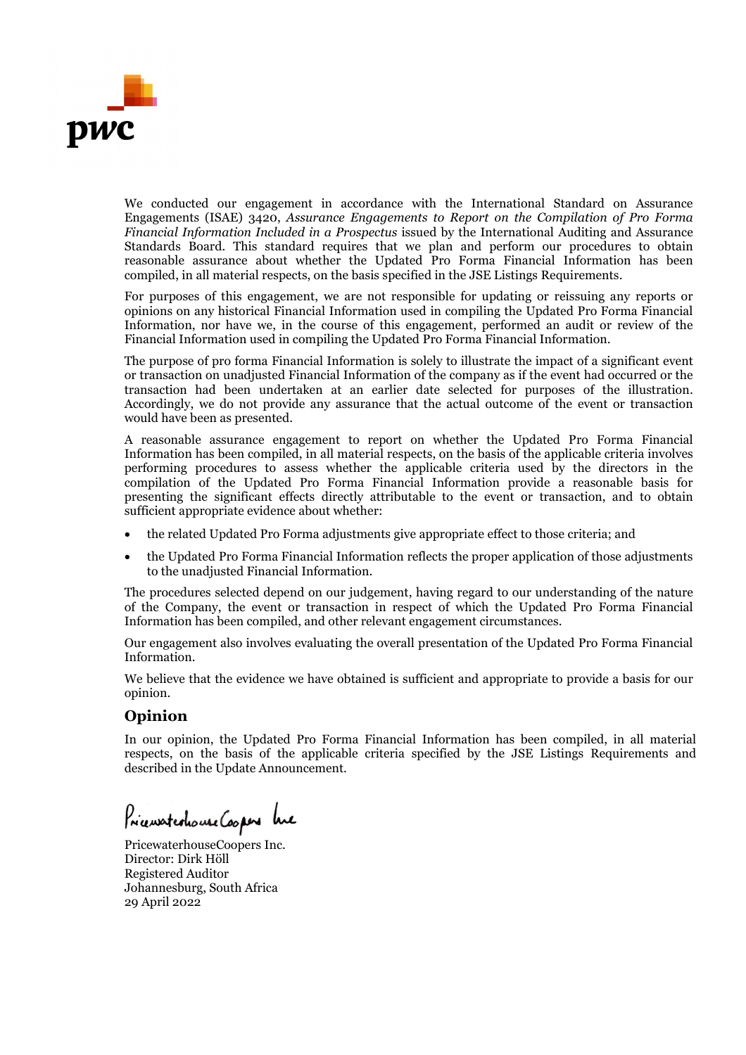We conducted our engagement in accordance with the International Standard on Assurance Engagements (ISAE) 3420, *Assurance Engagements to Report on the Compilation of Pro Forma Financial Information Included in a Prospectus* issued by the International Auditing and Assurance Standards Board. This standard requires that we plan and perform our procedures to obtain reasonable assurance about whether the Updated Pro Forma Financial Information has been compiled, in all material respects, on the basis specified in the JSE Listings Requirements.

For purposes of this engagement, we are not responsible for updating or reissuing any reports or opinions on any historical Financial Information used in compiling the Updated Pro Forma Financial Information, nor have we, in the course of this engagement, performed an audit or review of the Financial Information used in compiling the Updated Pro Forma Financial Information.

The purpose of pro forma Financial Information is solely to illustrate the impact of a significant event or transaction on unadjusted Financial Information of the company as if the event had occurred or the transaction had been undertaken at an earlier date selected for purposes of the illustration. Accordingly, we do not provide any assurance that the actual outcome of the event or transaction would have been as presented.

A reasonable assurance engagement to report on whether the Updated Pro Forma Financial Information has been compiled, in all material respects, on the basis of the applicable criteria involves performing procedures to assess whether the applicable criteria used by the directors in the compilation of the Updated Pro Forma Financial Information provide a reasonable basis for presenting the significant effects directly attributable to the event or transaction, and to obtain sufficient appropriate evidence about whether:

- the related Updated Pro Forma adjustments give appropriate effect to those criteria; and
- the Updated Pro Forma Financial Information reflects the proper application of those adjustments to the unadjusted Financial Information.

The procedures selected depend on our judgement, having regard to our understanding of the nature of the Company, the event or transaction in respect of which the Updated Pro Forma Financial Information has been compiled, and other relevant engagement circumstances.

Our engagement also involves evaluating the overall presentation of the Updated Pro Forma Financial Information.

We believe that the evidence we have obtained is sufficient and appropriate to provide a basis for our opinion.

## Opinion

In our opinion, the Updated Pro Forma Financial Information has been compiled, in all material respects, on the basis of the applicable criteria specified by the JSE Listings Requirements and described in the Update Announcement.

PricewaterhouseCoopers Inc.

PricewaterhouseCoopers Inc.
Director: Dirk Höll
Registered Auditor
Johannesburg, South Africa
29 April 2022